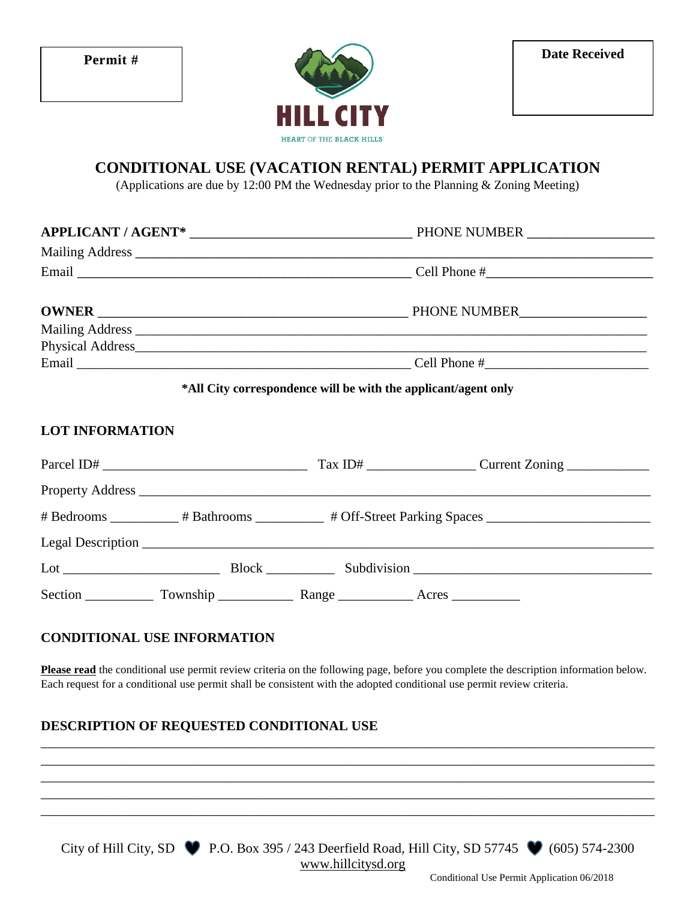**Permit #**

**Date Received**

HILL CITY

HEART OF THE BLACK HILLS

# CONDITIONAL USE (VACATION RENTAL) PERMIT APPLICATION

(Applications are due by 12:00 PM the Wednesday prior to the Planning & Zoning Meeting)

**APPLICANT / AGENT*** ________________________________ PHONE NUMBER __________________

Mailing Address ____________________________________________________________________

Email ________________________________________________ Cell Phone #_______________________

**OWNER** _____________________________________________ PHONE NUMBER__________________

Mailing Address ____________________________________________________________________

Physical Address____________________________________________________________________

Email ________________________________________________ Cell Phone #_______________________

**\*All City correspondence will be with the applicant/agent only**

## LOT INFORMATION

Parcel ID# ______________________________ Tax ID# _______________ Current Zoning ____________

Property Address ____________________________________________________________________

# Bedrooms __________ # Bathrooms __________ # Off-Street Parking Spaces ________________________

Legal Description ____________________________________________________________________

Lot _______________________ Block __________ Subdivision ___________________________________

Section __________ Township ___________ Range ___________ Acres __________

## CONDITIONAL USE INFORMATION

**Please read** the conditional use permit review criteria on the following page, before you complete the description information below. Each request for a conditional use permit shall be consistent with the adopted conditional use permit review criteria.

## DESCRIPTION OF REQUESTED CONDITIONAL USE

_____________________________________________________________________________________________

_____________________________________________________________________________________________

_____________________________________________________________________________________________

_____________________________________________________________________________________________

_____________________________________________________________________________________________

City of Hill City, SD ♥ P.O. Box 395 / 243 Deerfield Road, Hill City, SD 57745 ♥ (605) 574-2300
www.hillcitysd.org

Conditional Use Permit Application 06/2018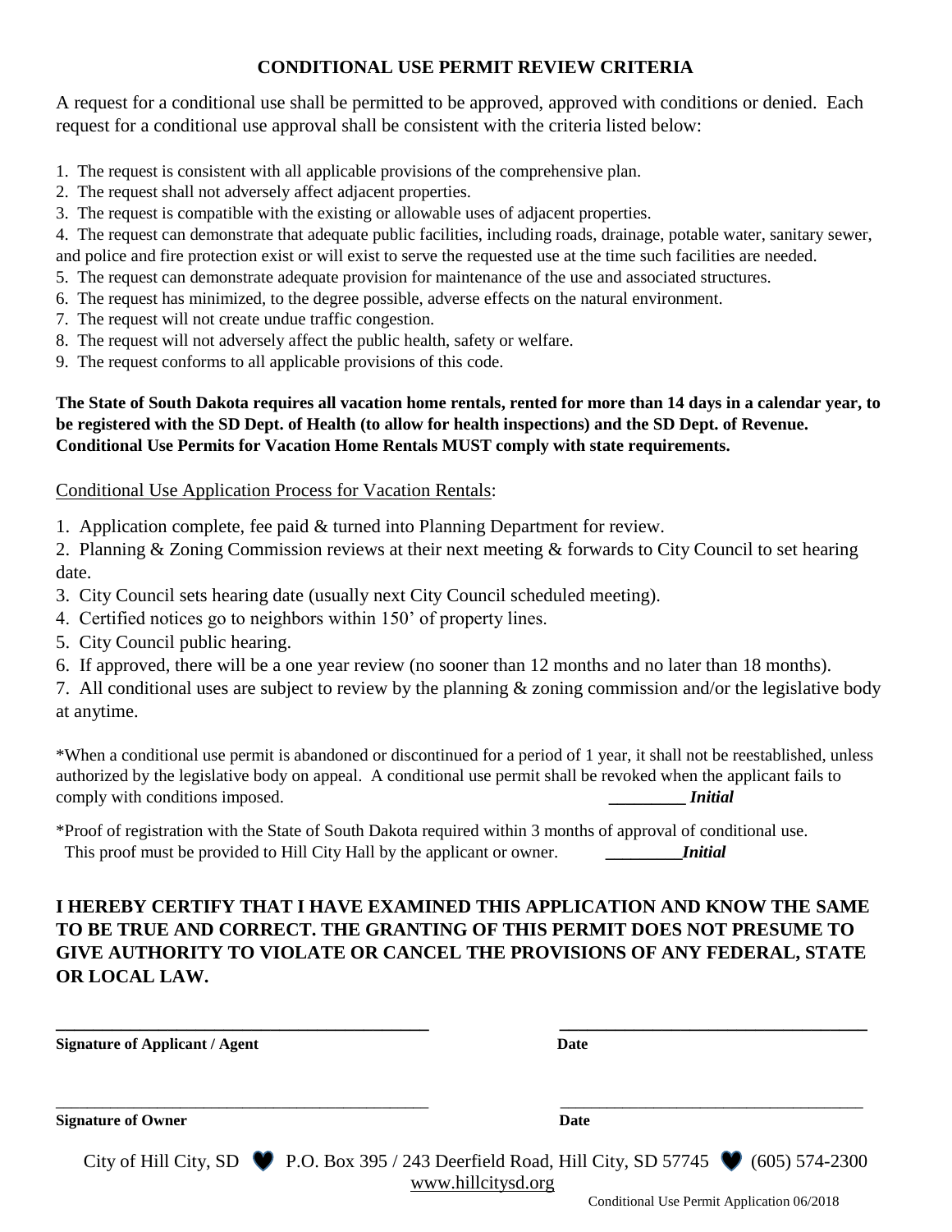## CONDITIONAL USE PERMIT REVIEW CRITERIA

A request for a conditional use shall be permitted to be approved, approved with conditions or denied. Each request for a conditional use approval shall be consistent with the criteria listed below:

1. The request is consistent with all applicable provisions of the comprehensive plan.
2. The request shall not adversely affect adjacent properties.
3. The request is compatible with the existing or allowable uses of adjacent properties.
4. The request can demonstrate that adequate public facilities, including roads, drainage, potable water, sanitary sewer, and police and fire protection exist or will exist to serve the requested use at the time such facilities are needed.
5. The request can demonstrate adequate provision for maintenance of the use and associated structures.
6. The request has minimized, to the degree possible, adverse effects on the natural environment.
7. The request will not create undue traffic congestion.
8. The request will not adversely affect the public health, safety or welfare.
9. The request conforms to all applicable provisions of this code.

**The State of South Dakota requires all vacation home rentals, rented for more than 14 days in a calendar year, to be registered with the SD Dept. of Health (to allow for health inspections) and the SD Dept. of Revenue. Conditional Use Permits for Vacation Home Rentals MUST comply with state requirements.**

<u>Conditional Use Application Process for Vacation Rentals</u>:

1. Application complete, fee paid & turned into Planning Department for review.
2. Planning & Zoning Commission reviews at their next meeting & forwards to City Council to set hearing date.
3. City Council sets hearing date (usually next City Council scheduled meeting).
4. Certified notices go to neighbors within 150' of property lines.
5. City Council public hearing.
6. If approved, there will be a one year review (no sooner than 12 months and no later than 18 months).
7. All conditional uses are subject to review by the planning & zoning commission and/or the legislative body at anytime.

*When a conditional use permit is abandoned or discontinued for a period of 1 year, it shall not be reestablished, unless authorized by the legislative body on appeal. A conditional use permit shall be revoked when the applicant fails to comply with conditions imposed. _________ ***Initial***

*Proof of registration with the State of South Dakota required within 3 months of approval of conditional use. This proof must be provided to Hill City Hall by the applicant or owner. _________***Initial***

**I HEREBY CERTIFY THAT I HAVE EXAMINED THIS APPLICATION AND KNOW THE SAME TO BE TRUE AND CORRECT. THE GRANTING OF THIS PERMIT DOES NOT PRESUME TO GIVE AUTHORITY TO VIOLATE OR CANCEL THE PROVISIONS OF ANY FEDERAL, STATE OR LOCAL LAW.**

___________________________________________ ___________________________________

**Signature of Applicant / Agent** **Date**

___________________________________________ ___________________________________

**Signature of Owner** **Date**

City of Hill City, SD P.O. Box 395 / 243 Deerfield Road, Hill City, SD 57745 (605) 574-2300
www.hillcitysd.org

Conditional Use Permit Application 06/2018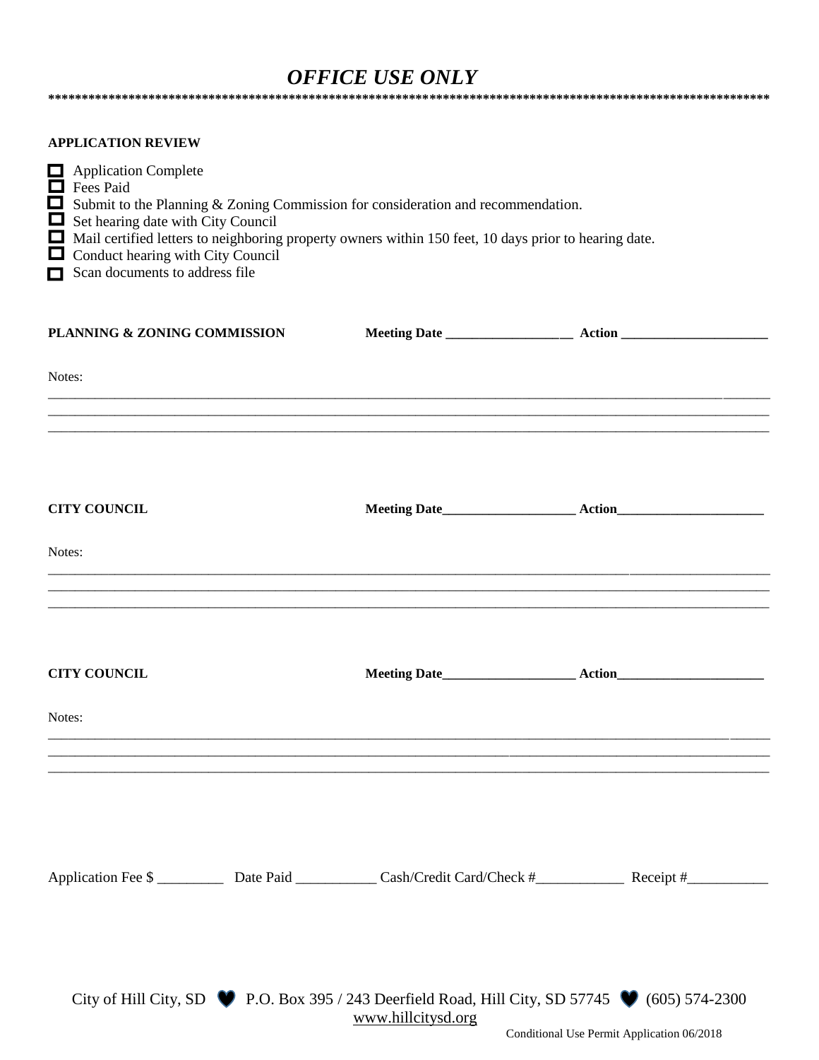# *OFFICE USE ONLY*

**************************************************************************************************************

**APPLICATION REVIEW**

- ☐ Application Complete
- ☐ Fees Paid
- ☐ Submit to the Planning & Zoning Commission for consideration and recommendation.
- ☐ Set hearing date with City Council
- ☐ Mail certified letters to neighboring property owners within 150 feet, 10 days prior to hearing date.
- ☐ Conduct hearing with City Council
- ☐ Scan documents to address file

**PLANNING & ZONING COMMISSION** **Meeting Date _____________________ Action _______________________**

Notes:
_____________________________________________________________________________________________
_____________________________________________________________________________________________
_____________________________________________________________________________________________

**CITY COUNCIL** **Meeting Date_____________________ Action_______________________**

Notes:
_____________________________________________________________________________________________
_____________________________________________________________________________________________
_____________________________________________________________________________________________

**CITY COUNCIL** **Meeting Date_____________________ Action_______________________**

Notes:
_____________________________________________________________________________________________
_____________________________________________________________________________________________
_____________________________________________________________________________________________

Application Fee $ _________ Date Paid ___________ Cash/Credit Card/Check #____________ Receipt #___________

City of Hill City, SD ♥ P.O. Box 395 / 243 Deerfield Road, Hill City, SD 57745 ♥ (605) 574-2300
www.hillcitysd.org

Conditional Use Permit Application 06/2018